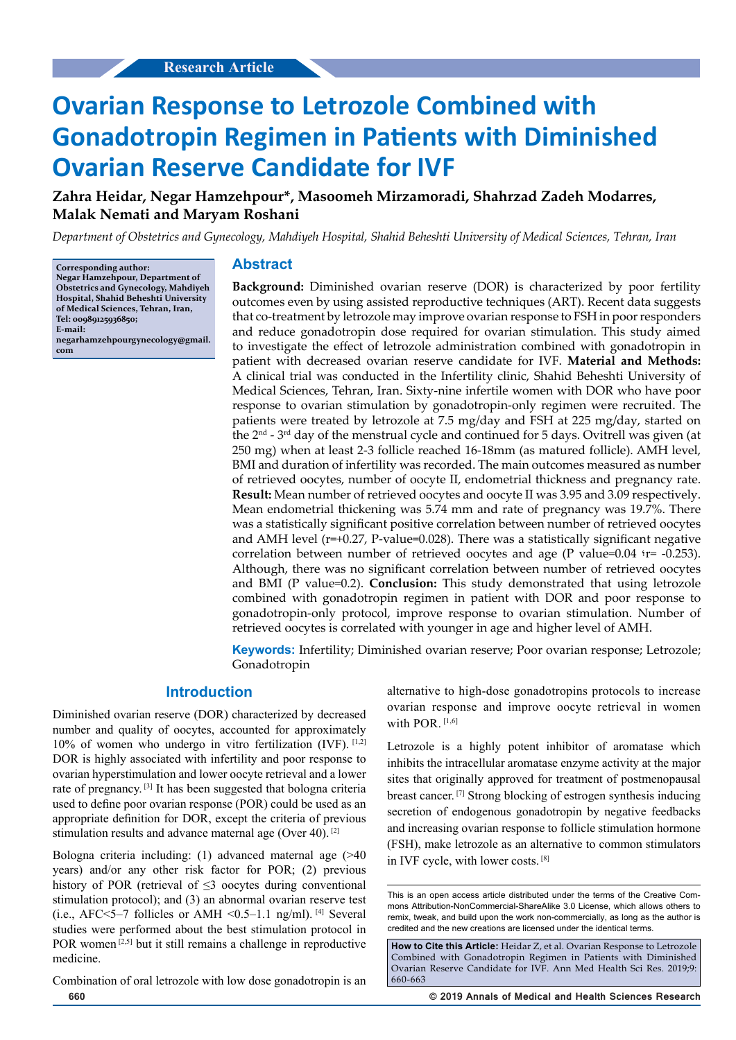Research Article

# Ovarian Response to Letrozole Combined with Gonadotropin Regimen in Patients with Diminished Ovarian Reserve Candidate for IVF

**Zahra Heidar, Negar Hamzehpour\*, Masoomeh Mirzamoradi, Shahrzad Zadeh Modarres, Malak Nemati and Maryam Roshani**

*Department of Obstetrics and Gynecology, Mahdiyeh Hospital, Shahid Beheshti University of Medical Sciences, Tehran, Iran*

**Corresponding author: Negar Hamzehpour, Department of Obstetrics and Gynecology, Mahdiyeh Hospital, Shahid Beheshti University of Medical Sciences, Tehran, Iran, Tel: 00989125936850; E-mail: negarhamzehpourgynecology@gmail.com**

## Abstract

**Background:** Diminished ovarian reserve (DOR) is characterized by poor fertility outcomes even by using assisted reproductive techniques (ART). Recent data suggests that co-treatment by letrozole may improve ovarian response to FSH in poor responders and reduce gonadotropin dose required for ovarian stimulation. This study aimed to investigate the effect of letrozole administration combined with gonadotropin in patient with decreased ovarian reserve candidate for IVF. **Material and Methods:** A clinical trial was conducted in the Infertility clinic, Shahid Beheshti University of Medical Sciences, Tehran, Iran. Sixty-nine infertile women with DOR who have poor response to ovarian stimulation by gonadotropin-only regimen were recruited. The patients were treated by letrozole at 7.5 mg/day and FSH at 225 mg/day, started on the 2nd - 3rd day of the menstrual cycle and continued for 5 days. Ovitrell was given (at 250 mg) when at least 2-3 follicle reached 16-18mm (as matured follicle). AMH level, BMI and duration of infertility was recorded. The main outcomes measured as number of retrieved oocytes, number of oocyte II, endometrial thickness and pregnancy rate. **Result:** Mean number of retrieved oocytes and oocyte II was 3.95 and 3.09 respectively. Mean endometrial thickening was 5.74 mm and rate of pregnancy was 19.7%. There was a statistically significant positive correlation between number of retrieved oocytes and AMH level (r=+0.27, P-value=0.028). There was a statistically significant negative correlation between number of retrieved oocytes and age (P value=0.04 ؛r= -0.253). Although, there was no significant correlation between number of retrieved oocytes and BMI (P value=0.2). **Conclusion:** This study demonstrated that using letrozole combined with gonadotropin regimen in patient with DOR and poor response to gonadotropin-only protocol, improve response to ovarian stimulation. Number of retrieved oocytes is correlated with younger in age and higher level of AMH.

**Keywords:** Infertility; Diminished ovarian reserve; Poor ovarian response; Letrozole; Gonadotropin

## Introduction

Diminished ovarian reserve (DOR) characterized by decreased number and quality of oocytes, accounted for approximately 10% of women who undergo in vitro fertilization (IVF). [1,2] DOR is highly associated with infertility and poor response to ovarian hyperstimulation and lower oocyte retrieval and a lower rate of pregnancy. [3] It has been suggested that bologna criteria used to define poor ovarian response (POR) could be used as an appropriate definition for DOR, except the criteria of previous stimulation results and advance maternal age (Over 40). [2]

Bologna criteria including: (1) advanced maternal age (>40 years) and/or any other risk factor for POR; (2) previous history of POR (retrieval of ≤3 oocytes during conventional stimulation protocol); and (3) an abnormal ovarian reserve test (i.e., AFC<5–7 follicles or AMH <0.5–1.1 ng/ml). [4] Several studies were performed about the best stimulation protocol in POR women [2,5] but it still remains a challenge in reproductive medicine.

Combination of oral letrozole with low dose gonadotropin is an alternative to high-dose gonadotropins protocols to increase ovarian response and improve oocyte retrieval in women with POR. [1,6]

Letrozole is a highly potent inhibitor of aromatase which inhibits the intracellular aromatase enzyme activity at the major sites that originally approved for treatment of postmenopausal breast cancer. [7] Strong blocking of estrogen synthesis inducing secretion of endogenous gonadotropin by negative feedbacks and increasing ovarian response to follicle stimulation hormone (FSH), make letrozole as an alternative to common stimulators in IVF cycle, with lower costs. [8]

This is an open access article distributed under the terms of the Creative Commons Attribution-NonCommercial-ShareAlike 3.0 License, which allows others to remix, tweak, and build upon the work non-commercially, as long as the author is credited and the new creations are licensed under the identical terms.

**How to Cite this Article:** Heidar Z, et al. Ovarian Response to Letrozole Combined with Gonadotropin Regimen in Patients with Diminished Ovarian Reserve Candidate for IVF. Ann Med Health Sci Res. 2019;9: 660-663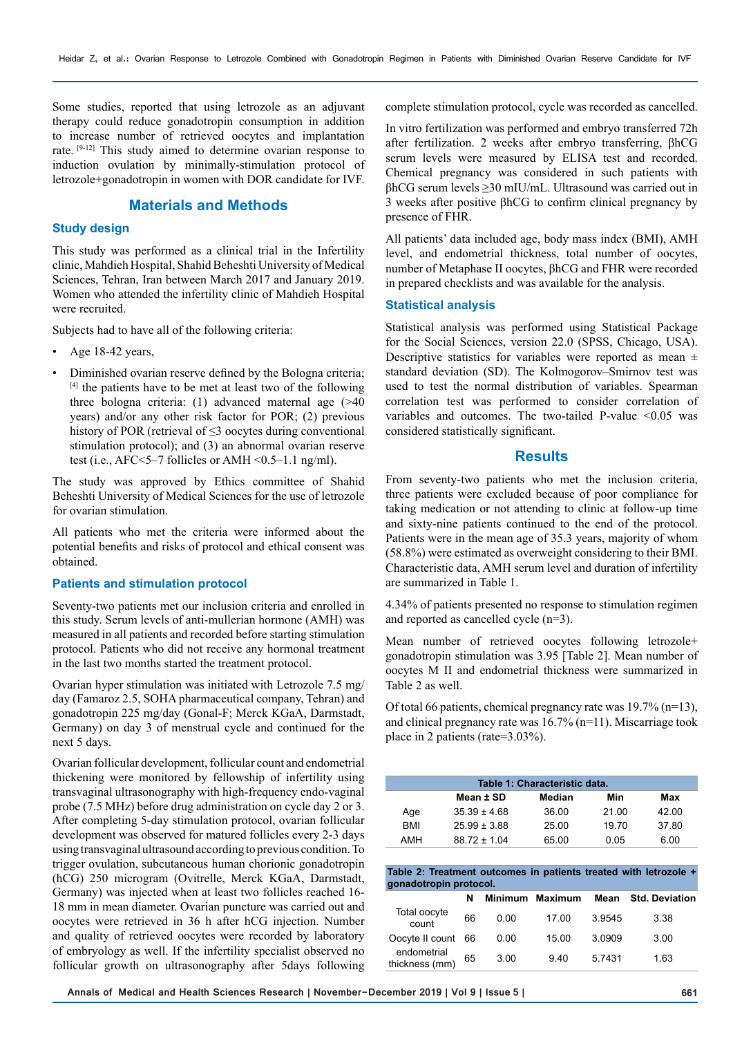Some studies, reported that using letrozole as an adjuvant therapy could reduce gonadotropin consumption in addition to increase number of retrieved oocytes and implantation rate. [9-12] This study aimed to determine ovarian response to induction ovulation by minimally-stimulation protocol of letrozole+gonadotropin in women with DOR candidate for IVF.

## Materials and Methods

### Study design

This study was performed as a clinical trial in the Infertility clinic, Mahdieh Hospital, Shahid Beheshti University of Medical Sciences, Tehran, Iran between March 2017 and January 2019. Women who attended the infertility clinic of Mahdieh Hospital were recruited.

Subjects had to have all of the following criteria:

- Age 18-42 years,
- Diminished ovarian reserve defined by the Bologna criteria; [4] the patients have to be met at least two of the following three bologna criteria: (1) advanced maternal age (>40 years) and/or any other risk factor for POR; (2) previous history of POR (retrieval of ≤3 oocytes during conventional stimulation protocol); and (3) an abnormal ovarian reserve test (i.e., AFC<5–7 follicles or AMH <0.5–1.1 ng/ml).

The study was approved by Ethics committee of Shahid Beheshti University of Medical Sciences for the use of letrozole for ovarian stimulation.

All patients who met the criteria were informed about the potential benefits and risks of protocol and ethical consent was obtained.

### Patients and stimulation protocol

Seventy-two patients met our inclusion criteria and enrolled in this study. Serum levels of anti-mullerian hormone (AMH) was measured in all patients and recorded before starting stimulation protocol. Patients who did not receive any hormonal treatment in the last two months started the treatment protocol.

Ovarian hyper stimulation was initiated with Letrozole 7.5 mg/day (Famaroz 2.5, SOHA pharmaceutical company, Tehran) and gonadotropin 225 mg/day (Gonal-F; Merck KGaA, Darmstadt, Germany) on day 3 of menstrual cycle and continued for the next 5 days.

Ovarian follicular development, follicular count and endometrial thickening were monitored by fellowship of infertility using transvaginal ultrasonography with high-frequency endo-vaginal probe (7.5 MHz) before drug administration on cycle day 2 or 3. After completing 5-day stimulation protocol, ovarian follicular development was observed for matured follicles every 2-3 days using transvaginal ultrasound according to previous condition. To trigger ovulation, subcutaneous human chorionic gonadotropin (hCG) 250 microgram (Ovitrelle, Merck KGaA, Darmstadt, Germany) was injected when at least two follicles reached 16-18 mm in mean diameter. Ovarian puncture was carried out and oocytes were retrieved in 36 h after hCG injection. Number and quality of retrieved oocytes were recorded by laboratory of embryology as well. If the infertility specialist observed no follicular growth on ultrasonography after 5days following complete stimulation protocol, cycle was recorded as cancelled.

In vitro fertilization was performed and embryo transferred 72h after fertilization. 2 weeks after embryo transferring, βhCG serum levels were measured by ELISA test and recorded. Chemical pregnancy was considered in such patients with βhCG serum levels ≥30 mIU/mL. Ultrasound was carried out in 3 weeks after positive βhCG to confirm clinical pregnancy by presence of FHR.

All patients' data included age, body mass index (BMI), AMH level, and endometrial thickness, total number of oocytes, number of Metaphase II oocytes, βhCG and FHR were recorded in prepared checklists and was available for the analysis.

### Statistical analysis

Statistical analysis was performed using Statistical Package for the Social Sciences, version 22.0 (SPSS, Chicago, USA). Descriptive statistics for variables were reported as mean ± standard deviation (SD). The Kolmogorov–Smirnov test was used to test the normal distribution of variables. Spearman correlation test was performed to consider correlation of variables and outcomes. The two-tailed P-value <0.05 was considered statistically significant.

## Results

From seventy-two patients who met the inclusion criteria, three patients were excluded because of poor compliance for taking medication or not attending to clinic at follow-up time and sixty-nine patients continued to the end of the protocol. Patients were in the mean age of 35.3 years, majority of whom (58.8%) were estimated as overweight considering to their BMI. Characteristic data, AMH serum level and duration of infertility are summarized in Table 1.

4.34% of patients presented no response to stimulation regimen and reported as cancelled cycle (n=3).

Mean number of retrieved oocytes following letrozole+ gonadotropin stimulation was 3.95 [Table 2]. Mean number of oocytes M II and endometrial thickness were summarized in Table 2 as well.

Of total 66 patients, chemical pregnancy rate was 19.7% (n=13), and clinical pregnancy rate was 16.7% (n=11). Miscarriage took place in 2 patients (rate=3.03%).

**Table 1: Characteristic data.**

| | Mean ± SD | Median | Min | Max |
|---|---|---|---|---|
| Age | 35.39 ± 4.68 | 36.00 | 21.00 | 42.00 |
| BMI | 25.99 ± 3.88 | 25.00 | 19.70 | 37.80 |
| AMH | 88.72 ± 1.04 | 65.00 | 0.05 | 6.00 |

**Table 2: Treatment outcomes in patients treated with letrozole + gonadotropin protocol.**

| | N | Minimum | Maximum | Mean | Std. Deviation |
|---|---|---|---|---|---|
| Total oocyte count | 66 | 0.00 | 17.00 | 3.9545 | 3.38 |
| Oocyte II count | 66 | 0.00 | 15.00 | 3.0909 | 3.00 |
| endometrial thickness (mm) | 65 | 3.00 | 9.40 | 5.7431 | 1.63 |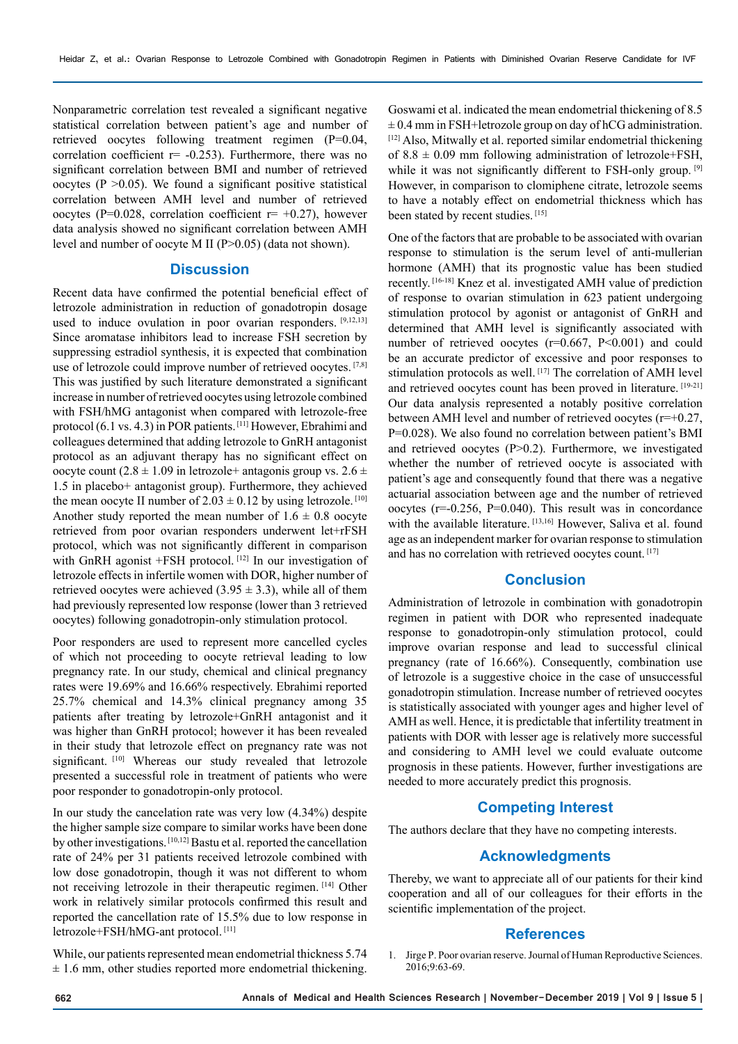Nonparametric correlation test revealed a significant negative statistical correlation between patient's age and number of retrieved oocytes following treatment regimen ($P=0.04$, correlation coefficient $r= -0.253$). Furthermore, there was no significant correlation between BMI and number of retrieved oocytes ($P >0.05$). We found a significant positive statistical correlation between AMH level and number of retrieved oocytes ($P=0.028$, correlation coefficient $r= +0.27$), however data analysis showed no significant correlation between AMH level and number of oocyte M II ($P>0.05$) (data not shown).

## Discussion

Recent data have confirmed the potential beneficial effect of letrozole administration in reduction of gonadotropin dosage used to induce ovulation in poor ovarian responders. [9,12,13] Since aromatase inhibitors lead to increase FSH secretion by suppressing estradiol synthesis, it is expected that combination use of letrozole could improve number of retrieved oocytes. [7,8] This was justified by such literature demonstrated a significant increase in number of retrieved oocytes using letrozole combined with FSH/hMG antagonist when compared with letrozole-free protocol (6.1 vs. 4.3) in POR patients. [11] However, Ebrahimi and colleagues determined that adding letrozole to GnRH antagonist protocol as an adjuvant therapy has no significant effect on oocyte count ($2.8 \pm 1.09$ in letrozole+ antagonis group vs. $2.6 \pm 1.5$ in placebo+ antagonist group). Furthermore, they achieved the mean oocyte II number of $2.03 \pm 0.12$ by using letrozole. [10] Another study reported the mean number of $1.6 \pm 0.8$ oocyte retrieved from poor ovarian responders underwent let+rFSH protocol, which was not significantly different in comparison with GnRH agonist +FSH protocol. [12] In our investigation of letrozole effects in infertile women with DOR, higher number of retrieved oocytes were achieved ($3.95 \pm 3.3$), while all of them had previously represented low response (lower than 3 retrieved oocytes) following gonadotropin-only stimulation protocol.

Poor responders are used to represent more cancelled cycles of which not proceeding to oocyte retrieval leading to low pregnancy rate. In our study, chemical and clinical pregnancy rates were 19.69% and 16.66% respectively. Ebrahimi reported 25.7% chemical and 14.3% clinical pregnancy among 35 patients after treating by letrozole+GnRH antagonist and it was higher than GnRH protocol; however it has been revealed in their study that letrozole effect on pregnancy rate was not significant. [10] Whereas our study revealed that letrozole presented a successful role in treatment of patients who were poor responder to gonadotropin-only protocol.

In our study the cancelation rate was very low (4.34%) despite the higher sample size compare to similar works have been done by other investigations. [10,12] Bastu et al. reported the cancellation rate of 24% per 31 patients received letrozole combined with low dose gonadotropin, though it was not different to whom not receiving letrozole in their therapeutic regimen. [14] Other work in relatively similar protocols confirmed this result and reported the cancellation rate of 15.5% due to low response in letrozole+FSH/hMG-ant protocol. [11]

While, our patients represented mean endometrial thickness $5.74 \pm 1.6$ mm, other studies reported more endometrial thickening. Goswami et al. indicated the mean endometrial thickening of $8.5 \pm 0.4$ mm in FSH+letrozole group on day of hCG administration. [12] Also, Mitwally et al. reported similar endometrial thickening of $8.8 \pm 0.09$ mm following administration of letrozole+FSH, while it was not significantly different to FSH-only group. [9] However, in comparison to clomiphene citrate, letrozole seems to have a notably effect on endometrial thickness which has been stated by recent studies. [15]

One of the factors that are probable to be associated with ovarian response to stimulation is the serum level of anti-mullerian hormone (AMH) that its prognostic value has been studied recently. [16-18] Knez et al. investigated AMH value of prediction of response to ovarian stimulation in 623 patient undergoing stimulation protocol by agonist or antagonist of GnRH and determined that AMH level is significantly associated with number of retrieved oocytes ($r=0.667$, $P<0.001$) and could be an accurate predictor of excessive and poor responses to stimulation protocols as well. [17] The correlation of AMH level and retrieved oocytes count has been proved in literature. [19-21] Our data analysis represented a notably positive correlation between AMH level and number of retrieved oocytes ($r=+0.27$, $P=0.028$). We also found no correlation between patient's BMI and retrieved oocytes ($P>0.2$). Furthermore, we investigated whether the number of retrieved oocyte is associated with patient's age and consequently found that there was a negative actuarial association between age and the number of retrieved oocytes ($r=-0.256$, $P=0.040$). This result was in concordance with the available literature. [13,16] However, Saliva et al. found age as an independent marker for ovarian response to stimulation and has no correlation with retrieved oocytes count. [17]

## Conclusion

Administration of letrozole in combination with gonadotropin regimen in patient with DOR who represented inadequate response to gonadotropin-only stimulation protocol, could improve ovarian response and lead to successful clinical pregnancy (rate of 16.66%). Consequently, combination use of letrozole is a suggestive choice in the case of unsuccessful gonadotropin stimulation. Increase number of retrieved oocytes is statistically associated with younger ages and higher level of AMH as well. Hence, it is predictable that infertility treatment in patients with DOR with lesser age is relatively more successful and considering to AMH level we could evaluate outcome prognosis in these patients. However, further investigations are needed to more accurately predict this prognosis.

## Competing Interest

The authors declare that they have no competing interests.

## Acknowledgments

Thereby, we want to appreciate all of our patients for their kind cooperation and all of our colleagues for their efforts in the scientific implementation of the project.

## References

1. Jirge P. Poor ovarian reserve. Journal of Human Reproductive Sciences. 2016;9:63-69.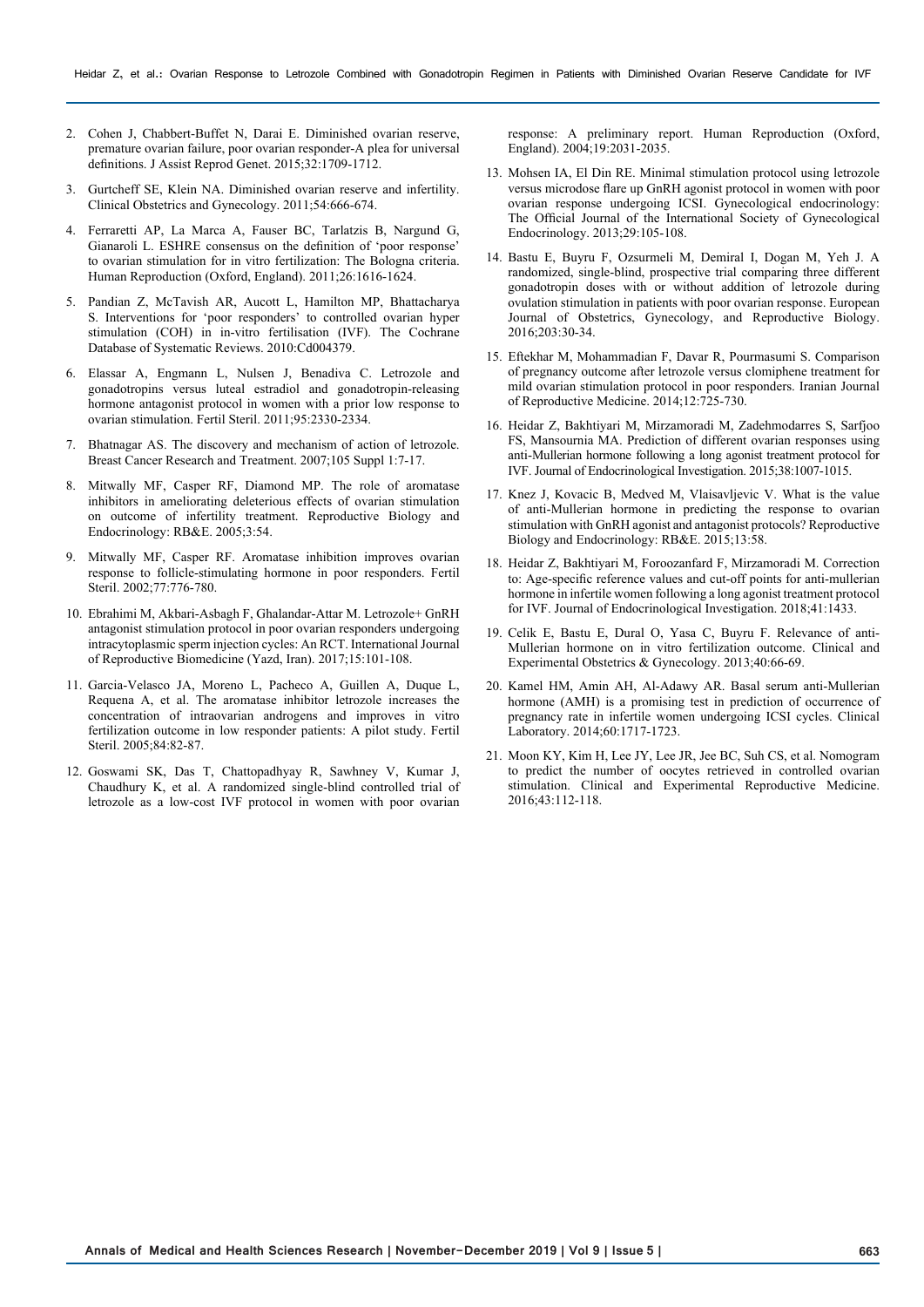2. Cohen J, Chabbert-Buffet N, Darai E. Diminished ovarian reserve, premature ovarian failure, poor ovarian responder-A plea for universal definitions. J Assist Reprod Genet. 2015;32:1709-1712.
3. Gurtcheff SE, Klein NA. Diminished ovarian reserve and infertility. Clinical Obstetrics and Gynecology. 2011;54:666-674.
4. Ferraretti AP, La Marca A, Fauser BC, Tarlatzis B, Nargund G, Gianaroli L. ESHRE consensus on the definition of 'poor response' to ovarian stimulation for in vitro fertilization: The Bologna criteria. Human Reproduction (Oxford, England). 2011;26:1616-1624.
5. Pandian Z, McTavish AR, Aucott L, Hamilton MP, Bhattacharya S. Interventions for 'poor responders' to controlled ovarian hyper stimulation (COH) in in-vitro fertilisation (IVF). The Cochrane Database of Systematic Reviews. 2010:Cd004379.
6. Elassar A, Engmann L, Nulsen J, Benadiva C. Letrozole and gonadotropins versus luteal estradiol and gonadotropin-releasing hormone antagonist protocol in women with a prior low response to ovarian stimulation. Fertil Steril. 2011;95:2330-2334.
7. Bhatnagar AS. The discovery and mechanism of action of letrozole. Breast Cancer Research and Treatment. 2007;105 Suppl 1:7-17.
8. Mitwally MF, Casper RF, Diamond MP. The role of aromatase inhibitors in ameliorating deleterious effects of ovarian stimulation on outcome of infertility treatment. Reproductive Biology and Endocrinology: RB&E. 2005;3:54.
9. Mitwally MF, Casper RF. Aromatase inhibition improves ovarian response to follicle-stimulating hormone in poor responders. Fertil Steril. 2002;77:776-780.
10. Ebrahimi M, Akbari-Asbagh F, Ghalandar-Attar M. Letrozole+ GnRH antagonist stimulation protocol in poor ovarian responders undergoing intracytoplasmic sperm injection cycles: An RCT. International Journal of Reproductive Biomedicine (Yazd, Iran). 2017;15:101-108.
11. Garcia-Velasco JA, Moreno L, Pacheco A, Guillen A, Duque L, Requena A, et al. The aromatase inhibitor letrozole increases the concentration of intraovarian androgens and improves in vitro fertilization outcome in low responder patients: A pilot study. Fertil Steril. 2005;84:82-87.
12. Goswami SK, Das T, Chattopadhyay R, Sawhney V, Kumar J, Chaudhury K, et al. A randomized single-blind controlled trial of letrozole as a low-cost IVF protocol in women with poor ovarian response: A preliminary report. Human Reproduction (Oxford, England). 2004;19:2031-2035.
13. Mohsen IA, El Din RE. Minimal stimulation protocol using letrozole versus microdose flare up GnRH agonist protocol in women with poor ovarian response undergoing ICSI. Gynecological endocrinology: The Official Journal of the International Society of Gynecological Endocrinology. 2013;29:105-108.
14. Bastu E, Buyru F, Ozsurmeli M, Demiral I, Dogan M, Yeh J. A randomized, single-blind, prospective trial comparing three different gonadotropin doses with or without addition of letrozole during ovulation stimulation in patients with poor ovarian response. European Journal of Obstetrics, Gynecology, and Reproductive Biology. 2016;203:30-34.
15. Eftekhar M, Mohammadian F, Davar R, Pourmasumi S. Comparison of pregnancy outcome after letrozole versus clomiphene treatment for mild ovarian stimulation protocol in poor responders. Iranian Journal of Reproductive Medicine. 2014;12:725-730.
16. Heidar Z, Bakhtiyari M, Mirzamoradi M, Zadehmodarres S, Sarfjoo FS, Mansournia MA. Prediction of different ovarian responses using anti-Mullerian hormone following a long agonist treatment protocol for IVF. Journal of Endocrinological Investigation. 2015;38:1007-1015.
17. Knez J, Kovacic B, Medved M, Vlaisavljevic V. What is the value of anti-Mullerian hormone in predicting the response to ovarian stimulation with GnRH agonist and antagonist protocols? Reproductive Biology and Endocrinology: RB&E. 2015;13:58.
18. Heidar Z, Bakhtiyari M, Foroozanfard F, Mirzamoradi M. Correction to: Age-specific reference values and cut-off points for anti-mullerian hormone in infertile women following a long agonist treatment protocol for IVF. Journal of Endocrinological Investigation. 2018;41:1433.
19. Celik E, Bastu E, Dural O, Yasa C, Buyru F. Relevance of anti-Mullerian hormone on in vitro fertilization outcome. Clinical and Experimental Obstetrics & Gynecology. 2013;40:66-69.
20. Kamel HM, Amin AH, Al-Adawy AR. Basal serum anti-Mullerian hormone (AMH) is a promising test in prediction of occurrence of pregnancy rate in infertile women undergoing ICSI cycles. Clinical Laboratory. 2014;60:1717-1723.
21. Moon KY, Kim H, Lee JY, Lee JR, Jee BC, Suh CS, et al. Nomogram to predict the number of oocytes retrieved in controlled ovarian stimulation. Clinical and Experimental Reproductive Medicine. 2016;43:112-118.